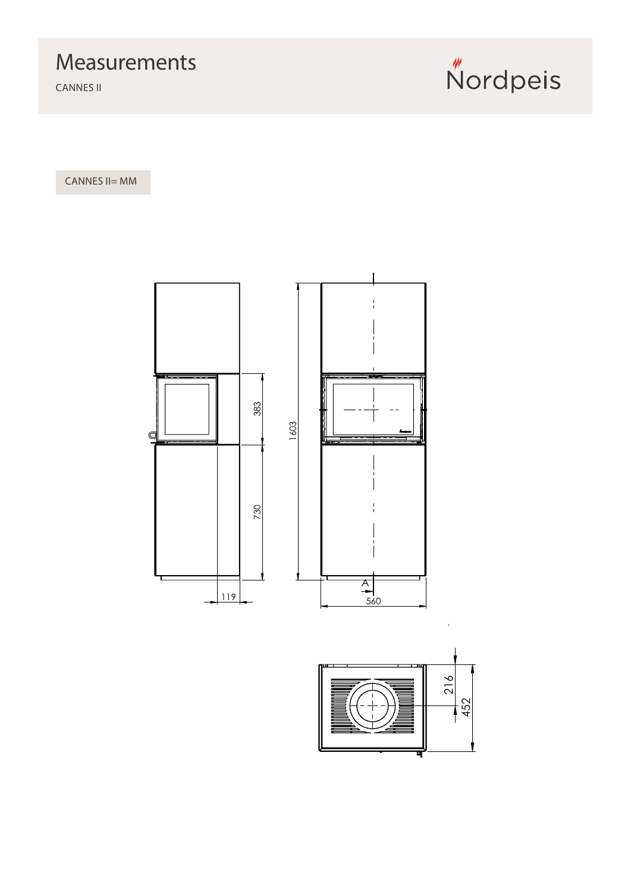# Measurements

CANNES II

Nordpeis

CANNES II= MM

383

730

1603

119

A

560

216

452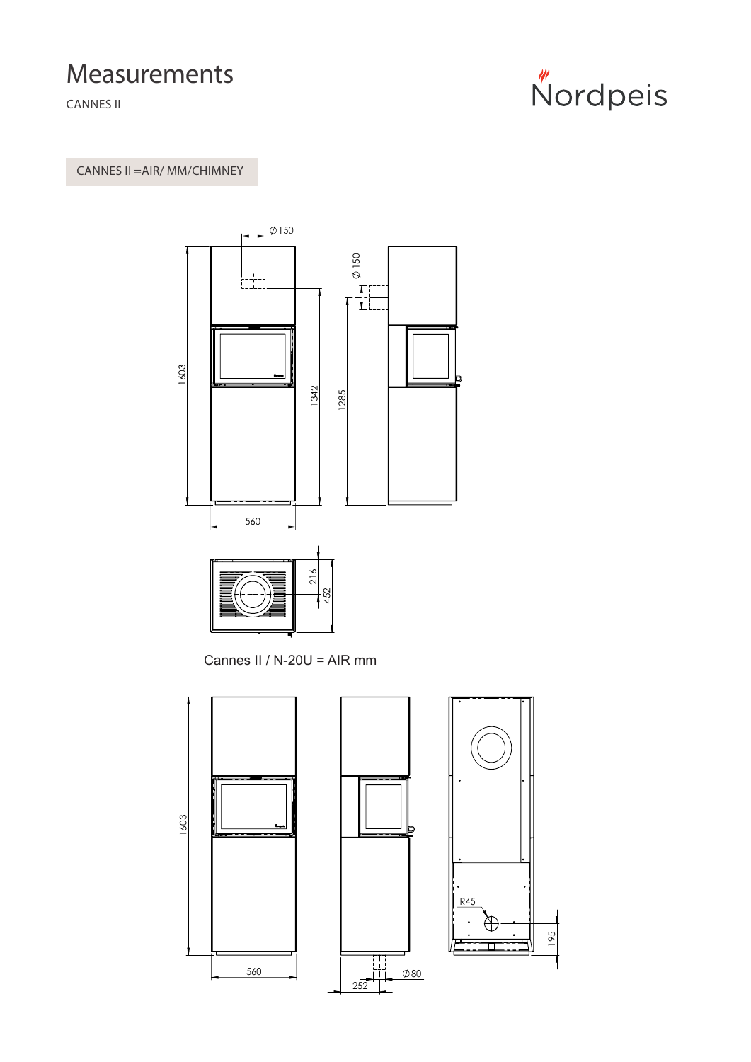# Measurements

CANNES II

Nordpeis

CANNES II =AIR/ MM/CHIMNEY

Ø150

Ø150

1603

1342

1285

560

216

452

Cannes II / N-20U = AIR mm

1603

560

252

Ø80

R45

195